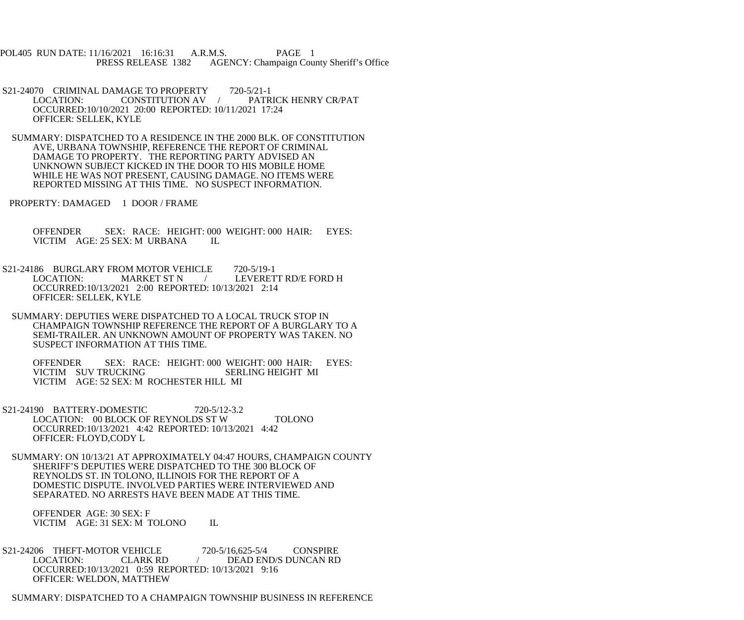POL405 RUN DATE: 11/16/2021 16:16:31 A.R.M.S. PAGE 1
PRESS RELEASE 1382 AGENCY: Champaign County Sheriff's Office

S21-24070 CRIMINAL DAMAGE TO PROPERTY 720-5/21-1
LOCATION: CONSTITUTION AV / PATRICK HENRY CR/PAT
OCCURRED:10/10/2021 20:00 REPORTED: 10/11/2021 17:24
OFFICER: SELLEK, KYLE

SUMMARY: DISPATCHED TO A RESIDENCE IN THE 2000 BLK. OF CONSTITUTION AVE, URBANA TOWNSHIP, REFERENCE THE REPORT OF CRIMINAL DAMAGE TO PROPERTY. THE REPORTING PARTY ADVISED AN UNKNOWN SUBJECT KICKED IN THE DOOR TO HIS MOBILE HOME WHILE HE WAS NOT PRESENT, CAUSING DAMAGE. NO ITEMS WERE REPORTED MISSING AT THIS TIME. NO SUSPECT INFORMATION.

PROPERTY: DAMAGED 1 DOOR / FRAME

OFFENDER SEX: RACE: HEIGHT: 000 WEIGHT: 000 HAIR: EYES:
VICTIM AGE: 25 SEX: M URBANA IL

S21-24186 BURGLARY FROM MOTOR VEHICLE 720-5/19-1
LOCATION: MARKET ST N / LEVERETT RD/E FORD H
OCCURRED:10/13/2021 2:00 REPORTED: 10/13/2021 2:14
OFFICER: SELLEK, KYLE

SUMMARY: DEPUTIES WERE DISPATCHED TO A LOCAL TRUCK STOP IN CHAMPAIGN TOWNSHIP REFERENCE THE REPORT OF A BURGLARY TO A SEMI-TRAILER. AN UNKNOWN AMOUNT OF PROPERTY WAS TAKEN. NO SUSPECT INFORMATION AT THIS TIME.

OFFENDER SEX: RACE: HEIGHT: 000 WEIGHT: 000 HAIR: EYES:
VICTIM SUV TRUCKING SERLING HEIGHT MI
VICTIM AGE: 52 SEX: M ROCHESTER HILL MI

S21-24190 BATTERY-DOMESTIC 720-5/12-3.2
LOCATION: 00 BLOCK OF REYNOLDS ST W TOLONO
OCCURRED:10/13/2021 4:42 REPORTED: 10/13/2021 4:42
OFFICER: FLOYD,CODY L

SUMMARY: ON 10/13/21 AT APPROXIMATELY 04:47 HOURS, CHAMPAIGN COUNTY SHERIFF'S DEPUTIES WERE DISPATCHED TO THE 300 BLOCK OF REYNOLDS ST. IN TOLONO, ILLINOIS FOR THE REPORT OF A DOMESTIC DISPUTE. INVOLVED PARTIES WERE INTERVIEWED AND SEPARATED. NO ARRESTS HAVE BEEN MADE AT THIS TIME.

OFFENDER AGE: 30 SEX: F
VICTIM AGE: 31 SEX: M TOLONO IL

S21-24206 THEFT-MOTOR VEHICLE 720-5/16,625-5/4 CONSPIRE
LOCATION: CLARK RD / DEAD END/S DUNCAN RD
OCCURRED:10/13/2021 0:59 REPORTED: 10/13/2021 9:16
OFFICER: WELDON, MATTHEW

SUMMARY: DISPATCHED TO A CHAMPAIGN TOWNSHIP BUSINESS IN REFERENCE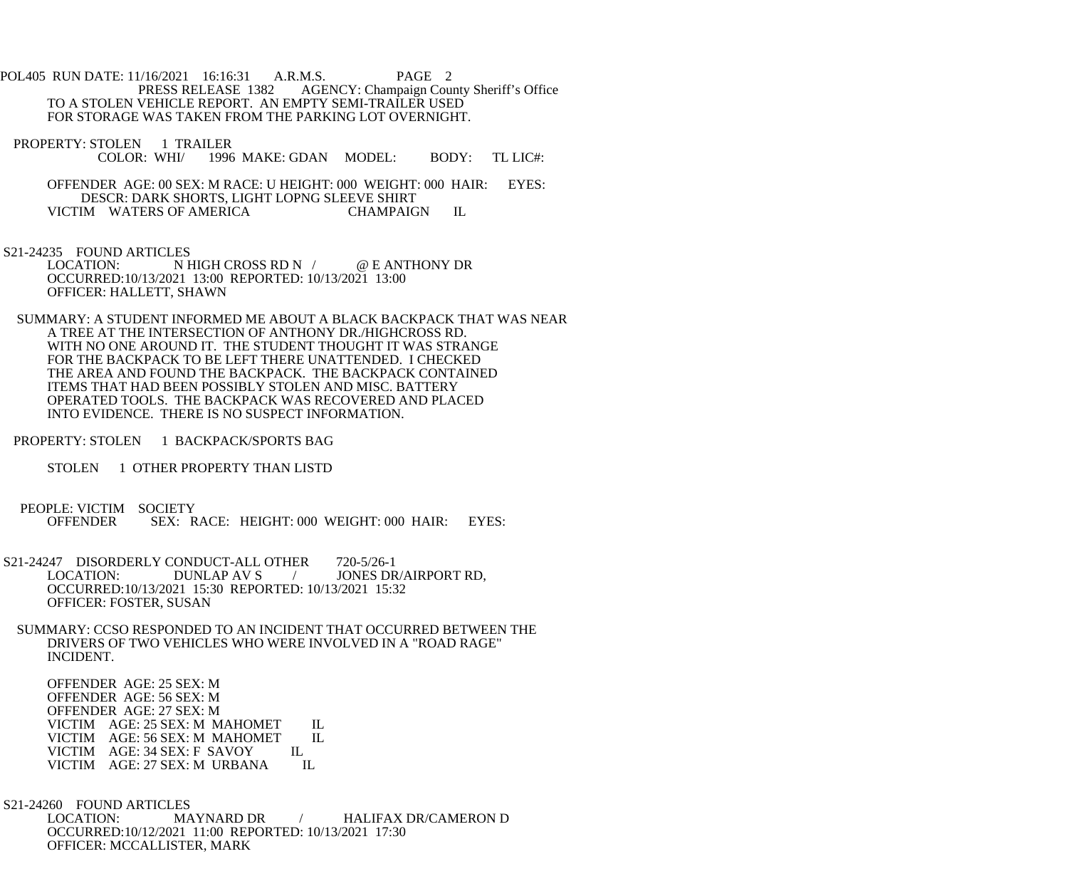TO A STOLEN VEHICLE REPORT. AN EMPTY SEMI-TRAILER USED FOR STORAGE WAS TAKEN FROM THE PARKING LOT OVERNIGHT.

PROPERTY: STOLEN 1 TRAILER
COLOR: WHI/ 1996 MAKE: GDAN MODEL: BODY: TL LIC#:

OFFENDER AGE: 00 SEX: M RACE: U HEIGHT: 000 WEIGHT: 000 HAIR: EYES:
DESCR: DARK SHORTS, LIGHT LOPNG SLEEVE SHIRT
VICTIM WATERS OF AMERICA CHAMPAIGN IL

S21-24235 FOUND ARTICLES
LOCATION: N HIGH CROSS RD N / @ E ANTHONY DR
OCCURRED:10/13/2021 13:00 REPORTED: 10/13/2021 13:00
OFFICER: HALLETT, SHAWN

SUMMARY: A STUDENT INFORMED ME ABOUT A BLACK BACKPACK THAT WAS NEAR A TREE AT THE INTERSECTION OF ANTHONY DR./HIGHCROSS RD. WITH NO ONE AROUND IT. THE STUDENT THOUGHT IT WAS STRANGE FOR THE BACKPACK TO BE LEFT THERE UNATTENDED. I CHECKED THE AREA AND FOUND THE BACKPACK. THE BACKPACK CONTAINED ITEMS THAT HAD BEEN POSSIBLY STOLEN AND MISC. BATTERY OPERATED TOOLS. THE BACKPACK WAS RECOVERED AND PLACED INTO EVIDENCE. THERE IS NO SUSPECT INFORMATION.

PROPERTY: STOLEN 1 BACKPACK/SPORTS BAG

STOLEN 1 OTHER PROPERTY THAN LISTD

PEOPLE: VICTIM SOCIETY
OFFENDER SEX: RACE: HEIGHT: 000 WEIGHT: 000 HAIR: EYES:

S21-24247 DISORDERLY CONDUCT-ALL OTHER 720-5/26-1
LOCATION: DUNLAP AV S / JONES DR/AIRPORT RD,
OCCURRED:10/13/2021 15:30 REPORTED: 10/13/2021 15:32
OFFICER: FOSTER, SUSAN

SUMMARY: CCSO RESPONDED TO AN INCIDENT THAT OCCURRED BETWEEN THE DRIVERS OF TWO VEHICLES WHO WERE INVOLVED IN A "ROAD RAGE" INCIDENT.

OFFENDER AGE: 25 SEX: M
OFFENDER AGE: 56 SEX: M
OFFENDER AGE: 27 SEX: M
VICTIM AGE: 25 SEX: M MAHOMET IL
VICTIM AGE: 56 SEX: M MAHOMET IL
VICTIM AGE: 34 SEX: F SAVOY IL
VICTIM AGE: 27 SEX: M URBANA IL

S21-24260 FOUND ARTICLES
LOCATION: MAYNARD DR / HALIFAX DR/CAMERON D
OCCURRED:10/12/2021 11:00 REPORTED: 10/13/2021 17:30
OFFICER: MCCALLISTER, MARK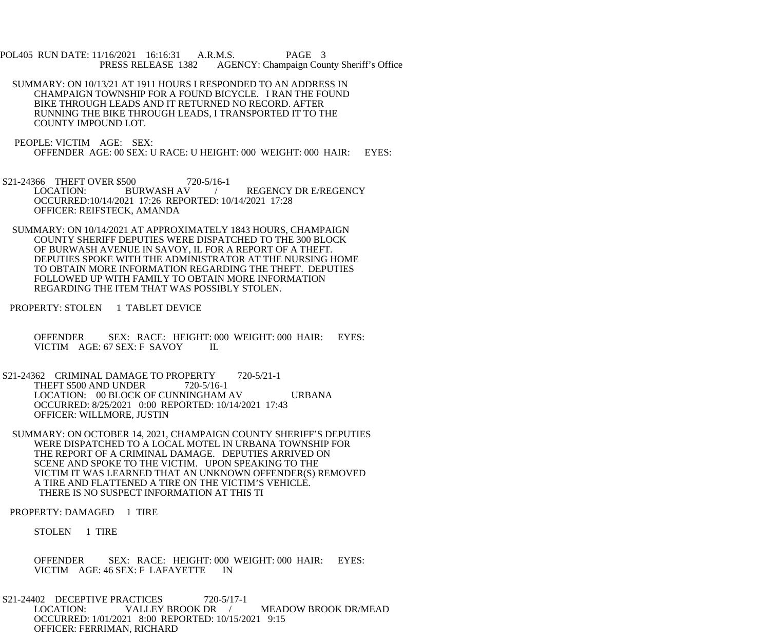SUMMARY: ON 10/13/21 AT 1911 HOURS I RESPONDED TO AN ADDRESS IN CHAMPAIGN TOWNSHIP FOR A FOUND BICYCLE. I RAN THE FOUND BIKE THROUGH LEADS AND IT RETURNED NO RECORD. AFTER RUNNING THE BIKE THROUGH LEADS, I TRANSPORTED IT TO THE COUNTY IMPOUND LOT.

PEOPLE: VICTIM AGE: SEX:
OFFENDER AGE: 00 SEX: U RACE: U HEIGHT: 000 WEIGHT: 000 HAIR: EYES:

S21-24366 THEFT OVER $500 720-5/16-1
LOCATION: BURWASH AV / REGENCY DR E/REGENCY
OCCURRED:10/14/2021 17:26 REPORTED: 10/14/2021 17:28
OFFICER: REIFSTECK, AMANDA

SUMMARY: ON 10/14/2021 AT APPROXIMATELY 1843 HOURS, CHAMPAIGN COUNTY SHERIFF DEPUTIES WERE DISPATCHED TO THE 300 BLOCK OF BURWASH AVENUE IN SAVOY, IL FOR A REPORT OF A THEFT. DEPUTIES SPOKE WITH THE ADMINISTRATOR AT THE NURSING HOME TO OBTAIN MORE INFORMATION REGARDING THE THEFT. DEPUTIES FOLLOWED UP WITH FAMILY TO OBTAIN MORE INFORMATION REGARDING THE ITEM THAT WAS POSSIBLY STOLEN.

PROPERTY: STOLEN 1 TABLET DEVICE

OFFENDER SEX: RACE: HEIGHT: 000 WEIGHT: 000 HAIR: EYES:
VICTIM AGE: 67 SEX: F SAVOY IL

S21-24362 CRIMINAL DAMAGE TO PROPERTY 720-5/21-1
THEFT $500 AND UNDER 720-5/16-1
LOCATION: 00 BLOCK OF CUNNINGHAM AV URBANA
OCCURRED: 8/25/2021 0:00 REPORTED: 10/14/2021 17:43
OFFICER: WILLMORE, JUSTIN

SUMMARY: ON OCTOBER 14, 2021, CHAMPAIGN COUNTY SHERIFF'S DEPUTIES WERE DISPATCHED TO A LOCAL MOTEL IN URBANA TOWNSHIP FOR THE REPORT OF A CRIMINAL DAMAGE. DEPUTIES ARRIVED ON SCENE AND SPOKE TO THE VICTIM. UPON SPEAKING TO THE VICTIM IT WAS LEARNED THAT AN UNKNOWN OFFENDER(S) REMOVED A TIRE AND FLATTENED A TIRE ON THE VICTIM'S VEHICLE. THERE IS NO SUSPECT INFORMATION AT THIS TI

PROPERTY: DAMAGED 1 TIRE

STOLEN 1 TIRE

OFFENDER SEX: RACE: HEIGHT: 000 WEIGHT: 000 HAIR: EYES:
VICTIM AGE: 46 SEX: F LAFAYETTE IN

S21-24402 DECEPTIVE PRACTICES 720-5/17-1
LOCATION: VALLEY BROOK DR / MEADOW BROOK DR/MEAD
OCCURRED: 1/01/2021 8:00 REPORTED: 10/15/2021 9:15
OFFICER: FERRIMAN, RICHARD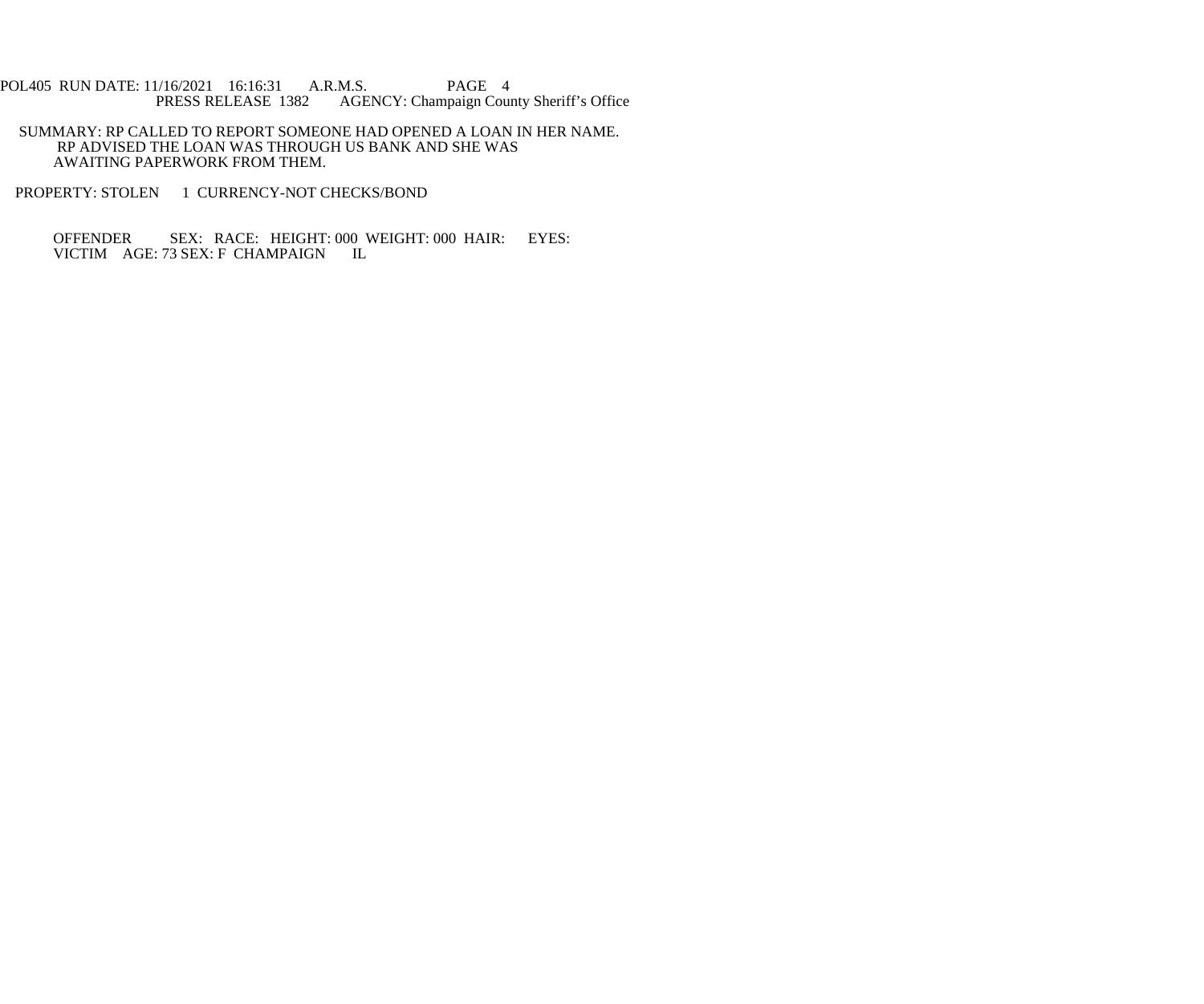SUMMARY: RP CALLED TO REPORT SOMEONE HAD OPENED A LOAN IN HER NAME. RP ADVISED THE LOAN WAS THROUGH US BANK AND SHE WAS AWAITING PAPERWORK FROM THEM.

PROPERTY: STOLEN 1 CURRENCY-NOT CHECKS/BOND

OFFENDER SEX: RACE: HEIGHT: 000 WEIGHT: 000 HAIR: EYES:
VICTIM AGE: 73 SEX: F CHAMPAIGN IL